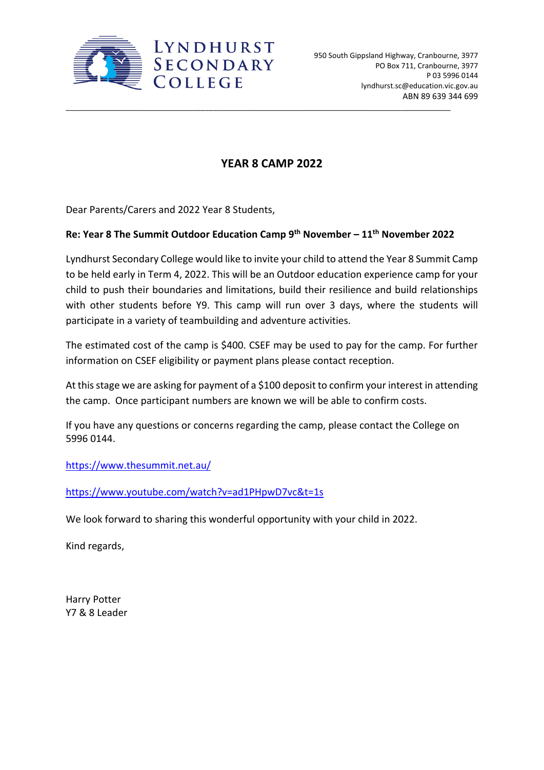**Lyndhurst Secondary College**

950 South Gippsland Highway, Cranbourne, 3977
PO Box 711, Cranbourne, 3977
P 03 5996 0144
lyndhurst.sc@education.vic.gov.au
ABN 89 639 344 699

---

# YEAR 8 CAMP 2022

Dear Parents/Carers and 2022 Year 8 Students,

**Re: Year 8 The Summit Outdoor Education Camp 9th November – 11th November 2022**

Lyndhurst Secondary College would like to invite your child to attend the Year 8 Summit Camp to be held early in Term 4, 2022. This will be an Outdoor education experience camp for your child to push their boundaries and limitations, build their resilience and build relationships with other students before Y9. This camp will run over 3 days, where the students will participate in a variety of teambuilding and adventure activities.

The estimated cost of the camp is $400. CSEF may be used to pay for the camp. For further information on CSEF eligibility or payment plans please contact reception.

At this stage we are asking for payment of a $100 deposit to confirm your interest in attending the camp. Once participant numbers are known we will be able to confirm costs.

If you have any questions or concerns regarding the camp, please contact the College on 5996 0144.

https://www.thesummit.net.au/

https://www.youtube.com/watch?v=ad1PHpwD7vc&t=1s

We look forward to sharing this wonderful opportunity with your child in 2022.

Kind regards,

Harry Potter
Y7 & 8 Leader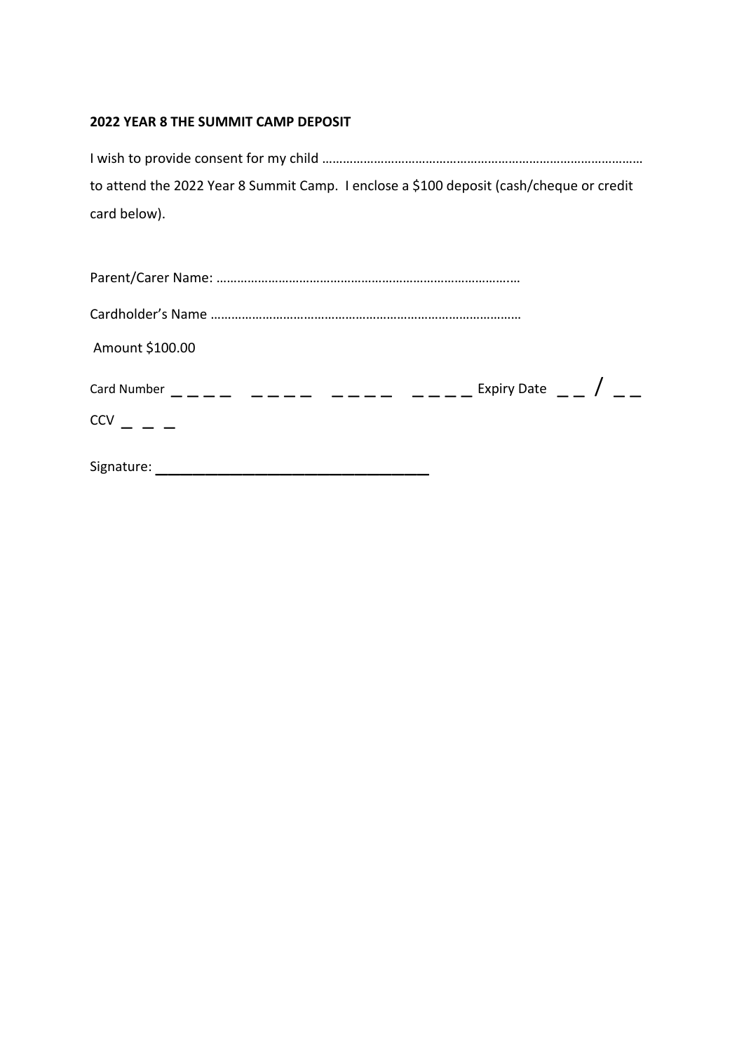**2022 YEAR 8 THE SUMMIT CAMP DEPOSIT**

I wish to provide consent for my child ……………………………………………………………………………… to attend the 2022 Year 8 Summit Camp. I enclose a $100 deposit (cash/cheque or credit card below).

Parent/Carer Name: …………………………………………………………………………..…

Cardholder's Name ……………………………………………………………………………

Amount $100.00

Card Number _ _ _ _   _ _ _ _   _ _ _ _   _ _ _ _ Expiry Date _ _ / _ _

CCV _ _ _

Signature: ___________________________________